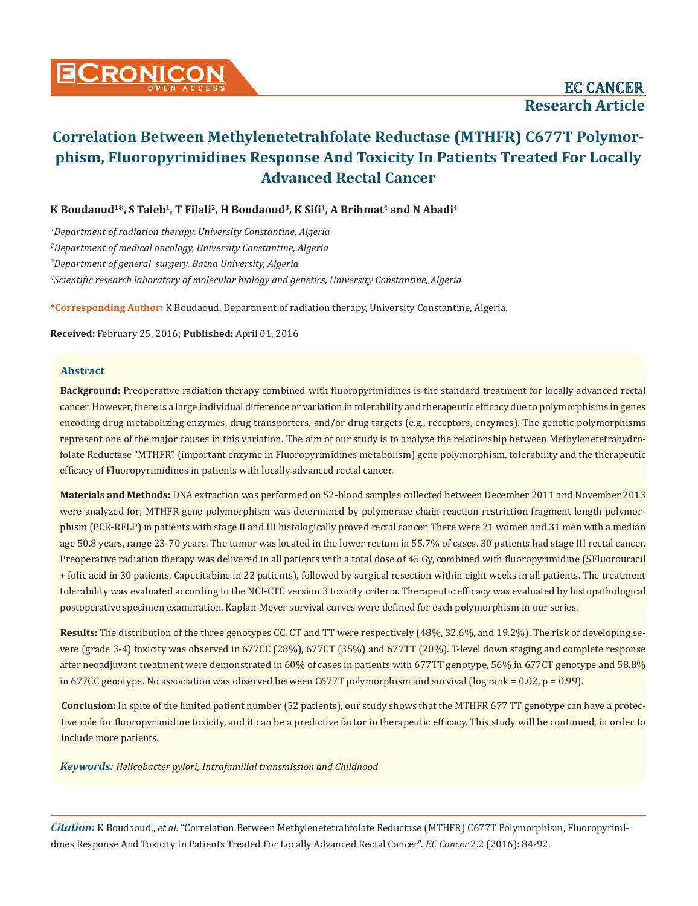EC CANCER

Research Article

# Correlation Between Methylenetetrahfolate Reductase (MTHFR) C677T Polymorphism, Fluoropyrimidines Response And Toxicity In Patients Treated For Locally Advanced Rectal Cancer

**K Boudaoud[1]*, S Taleb[1], T Filali[2], H Boudaoud[3], K Sifi[4], A Brihmat[4] and N Abadi[4]**

[1]*Department of radiation therapy, University Constantine, Algeria*

[2]*Department of medical oncology, University Constantine, Algeria*

[3]*Department of general surgery, Batna University, Algeria*

[4]*Scientific research laboratory of molecular biology and genetics, University Constantine, Algeria*

**\*Corresponding Author:** K Boudaoud, Department of radiation therapy, University Constantine, Algeria.

**Received:** February 25, 2016; **Published:** April 01, 2016

## Abstract

**Background:** Preoperative radiation therapy combined with fluoropyrimidines is the standard treatment for locally advanced rectal cancer. However, there is a large individual difference or variation in tolerability and therapeutic efficacy due to polymorphisms in genes encoding drug metabolizing enzymes, drug transporters, and/or drug targets (e.g., receptors, enzymes). The genetic polymorphisms represent one of the major causes in this variation. The aim of our study is to analyze the relationship between Methylenetetrahydrofolate Reductase "MTHFR" (important enzyme in Fluoropyrimidines metabolism) gene polymorphism, tolerability and the therapeutic efficacy of Fluoropyrimidines in patients with locally advanced rectal cancer.

**Materials and Methods:** DNA extraction was performed on 52-blood samples collected between December 2011 and November 2013 were analyzed for; MTHFR gene polymorphism was determined by polymerase chain reaction restriction fragment length polymorphism (PCR-RFLP) in patients with stage II and III histologically proved rectal cancer. There were 21 women and 31 men with a median age 50.8 years, range 23-70 years. The tumor was located in the lower rectum in 55.7% of cases. 30 patients had stage III rectal cancer. Preoperative radiation therapy was delivered in all patients with a total dose of 45 Gy, combined with fluoropyrimidine (5Fluorouracil + folic acid in 30 patients, Capecitabine in 22 patients), followed by surgical resection within eight weeks in all patients. The treatment tolerability was evaluated according to the NCI-CTC version 3 toxicity criteria. Therapeutic efficacy was evaluated by histopathological postoperative specimen examination. Kaplan-Meyer survival curves were defined for each polymorphism in our series.

**Results:** The distribution of the three genotypes CC, CT and TT were respectively (48%, 32.6%, and 19.2%). The risk of developing severe (grade 3-4) toxicity was observed in 677CC (28%), 677CT (35%) and 677TT (20%). T-level down staging and complete response after neoadjuvant treatment were demonstrated in 60% of cases in patients with 677TT genotype, 56% in 677CT genotype and 58.8% in 677CC genotype. No association was observed between C677T polymorphism and survival (log rank = 0.02, p = 0.99).

**Conclusion:** In spite of the limited patient number (52 patients), our study shows that the MTHFR 677 TT genotype can have a protective role for fluoropyrimidine toxicity, and it can be a predictive factor in therapeutic efficacy. This study will be continued, in order to include more patients.

***Keywords:*** *Helicobacter pylori; Intrafamilial transmission and Childhood*

***Citation:*** K Boudaoud., *et al.* "Correlation Between Methylenetetrahfolate Reductase (MTHFR) C677T Polymorphism, Fluoropyrimidines Response And Toxicity In Patients Treated For Locally Advanced Rectal Cancer". *EC Cancer* 2.2 (2016): 84-92.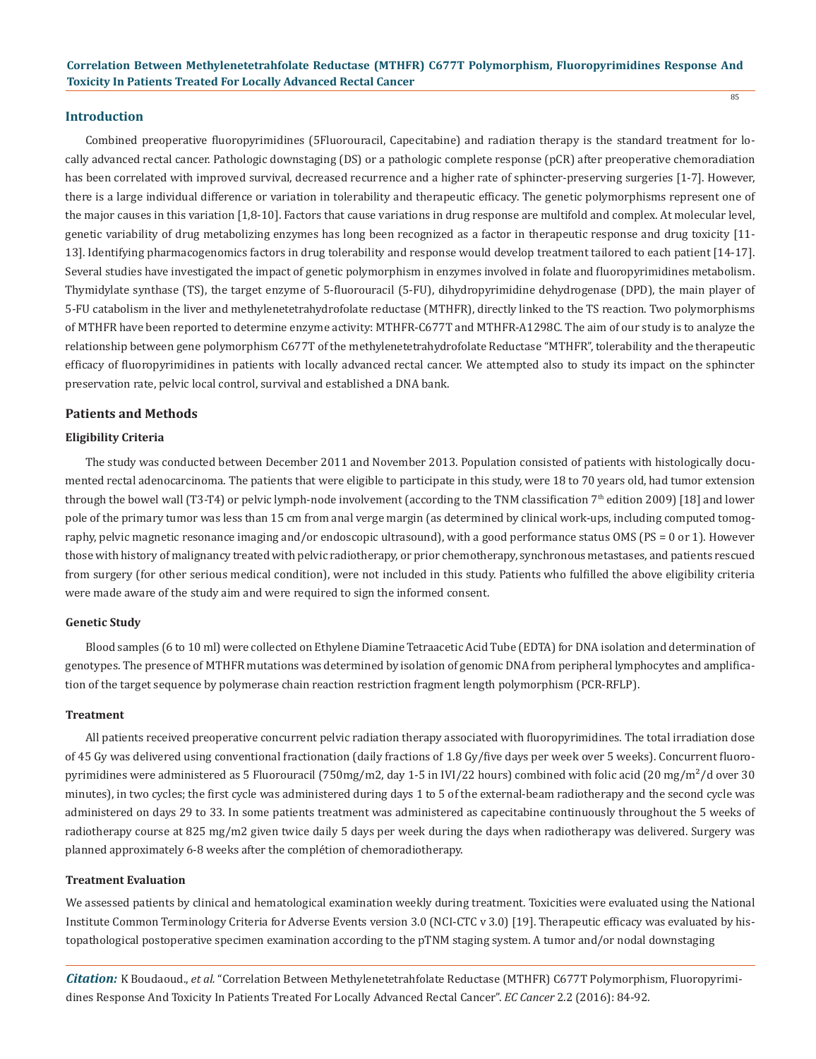## Introduction

Combined preoperative fluoropyrimidines (5Fluorouracil, Capecitabine) and radiation therapy is the standard treatment for locally advanced rectal cancer. Pathologic downstaging (DS) or a pathologic complete response (pCR) after preoperative chemoradiation has been correlated with improved survival, decreased recurrence and a higher rate of sphincter-preserving surgeries [1-7]. However, there is a large individual difference or variation in tolerability and therapeutic efficacy. The genetic polymorphisms represent one of the major causes in this variation [1,8-10]. Factors that cause variations in drug response are multifold and complex. At molecular level, genetic variability of drug metabolizing enzymes has long been recognized as a factor in therapeutic response and drug toxicity [11-13]. Identifying pharmacogenomics factors in drug tolerability and response would develop treatment tailored to each patient [14-17]. Several studies have investigated the impact of genetic polymorphism in enzymes involved in folate and fluoropyrimidines metabolism. Thymidylate synthase (TS), the target enzyme of 5-fluorouracil (5-FU), dihydropyrimidine dehydrogenase (DPD), the main player of 5-FU catabolism in the liver and methylenetetrahydrofolate reductase (MTHFR), directly linked to the TS reaction. Two polymorphisms of MTHFR have been reported to determine enzyme activity: MTHFR-C677T and MTHFR-A1298C. The aim of our study is to analyze the relationship between gene polymorphism C677T of the methylenetetrahydrofolate Reductase "MTHFR", tolerability and the therapeutic efficacy of fluoropyrimidines in patients with locally advanced rectal cancer. We attempted also to study its impact on the sphincter preservation rate, pelvic local control, survival and established a DNA bank.

## Patients and Methods

### Eligibility Criteria

The study was conducted between December 2011 and November 2013. Population consisted of patients with histologically documented rectal adenocarcinoma. The patients that were eligible to participate in this study, were 18 to 70 years old, had tumor extension through the bowel wall (T3-T4) or pelvic lymph-node involvement (according to the TNM classification 7th edition 2009) [18] and lower pole of the primary tumor was less than 15 cm from anal verge margin (as determined by clinical work-ups, including computed tomography, pelvic magnetic resonance imaging and/or endoscopic ultrasound), with a good performance status OMS (PS = 0 or 1). However those with history of malignancy treated with pelvic radiotherapy, or prior chemotherapy, synchronous metastases, and patients rescued from surgery (for other serious medical condition), were not included in this study. Patients who fulfilled the above eligibility criteria were made aware of the study aim and were required to sign the informed consent.

### Genetic Study

Blood samples (6 to 10 ml) were collected on Ethylene Diamine Tetraacetic Acid Tube (EDTA) for DNA isolation and determination of genotypes. The presence of MTHFR mutations was determined by isolation of genomic DNA from peripheral lymphocytes and amplification of the target sequence by polymerase chain reaction restriction fragment length polymorphism (PCR-RFLP).

### Treatment

All patients received preoperative concurrent pelvic radiation therapy associated with fluoropyrimidines. The total irradiation dose of 45 Gy was delivered using conventional fractionation (daily fractions of 1.8 Gy/five days per week over 5 weeks). Concurrent fluoropyrimidines were administered as 5 Fluorouracil (750mg/m2, day 1-5 in IVI/22 hours) combined with folic acid (20 mg/m$^2$/d over 30 minutes), in two cycles; the first cycle was administered during days 1 to 5 of the external-beam radiotherapy and the second cycle was administered on days 29 to 33. In some patients treatment was administered as capecitabine continuously throughout the 5 weeks of radiotherapy course at 825 mg/m2 given twice daily 5 days per week during the days when radiotherapy was delivered. Surgery was planned approximately 6-8 weeks after the complétion of chemoradiotherapy.

### Treatment Evaluation

We assessed patients by clinical and hematological examination weekly during treatment. Toxicities were evaluated using the National Institute Common Terminology Criteria for Adverse Events version 3.0 (NCI-CTC v 3.0) [19]. Therapeutic efficacy was evaluated by histopathological postoperative specimen examination according to the pTNM staging system. A tumor and/or nodal downstaging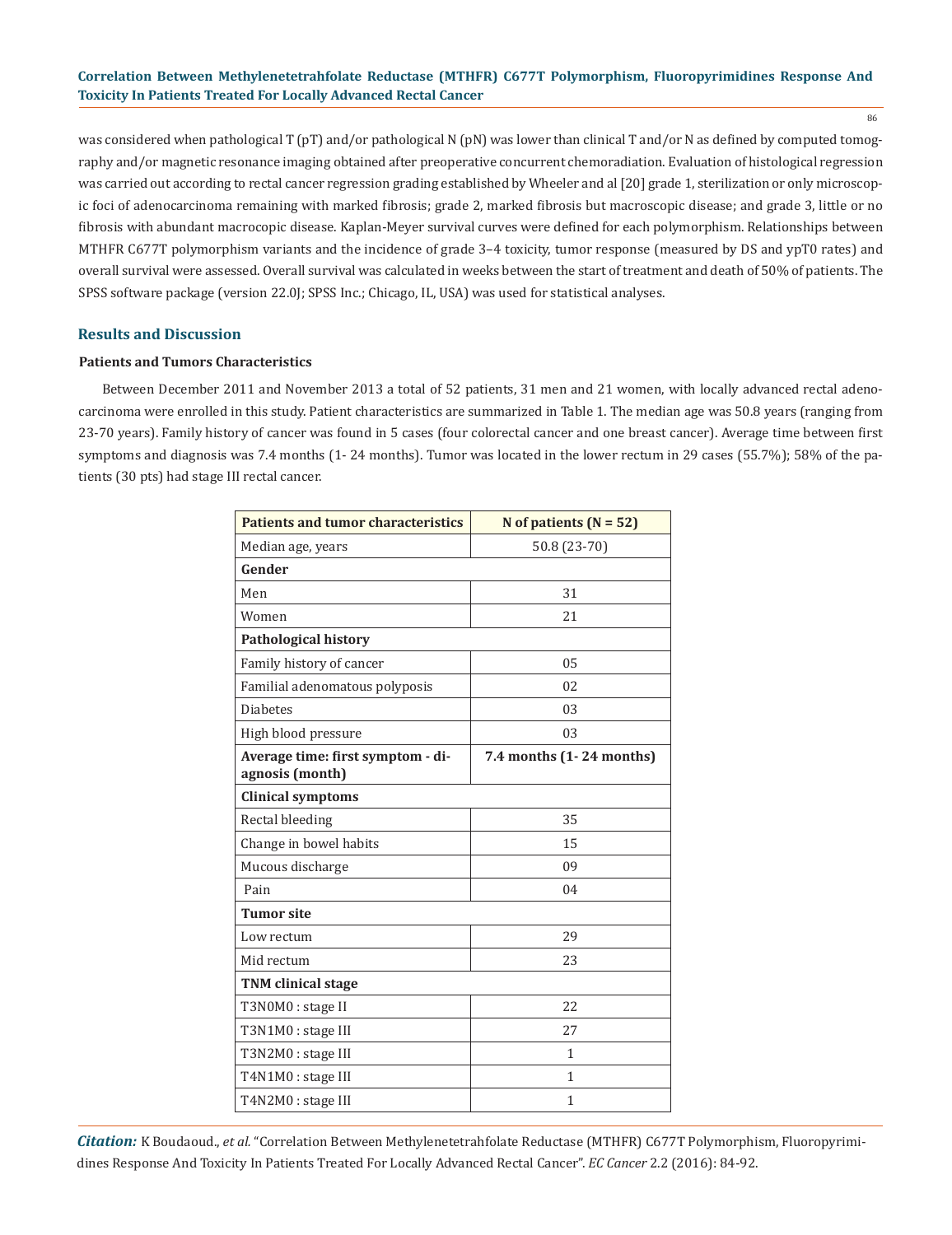was considered when pathological T (pT) and/or pathological N (pN) was lower than clinical T and/or N as defined by computed tomography and/or magnetic resonance imaging obtained after preoperative concurrent chemoradiation. Evaluation of histological regression was carried out according to rectal cancer regression grading established by Wheeler and al [20] grade 1, sterilization or only microscopic foci of adenocarcinoma remaining with marked fibrosis; grade 2, marked fibrosis but macroscopic disease; and grade 3, little or no fibrosis with abundant macrocopic disease. Kaplan-Meyer survival curves were defined for each polymorphism. Relationships between MTHFR C677T polymorphism variants and the incidence of grade 3–4 toxicity, tumor response (measured by DS and ypT0 rates) and overall survival were assessed. Overall survival was calculated in weeks between the start of treatment and death of 50% of patients. The SPSS software package (version 22.0J; SPSS Inc.; Chicago, IL, USA) was used for statistical analyses.

## Results and Discussion

### Patients and Tumors Characteristics

Between December 2011 and November 2013 a total of 52 patients, 31 men and 21 women, with locally advanced rectal adenocarcinoma were enrolled in this study. Patient characteristics are summarized in Table 1. The median age was 50.8 years (ranging from 23-70 years). Family history of cancer was found in 5 cases (four colorectal cancer and one breast cancer). Average time between first symptoms and diagnosis was 7.4 months (1- 24 months). Tumor was located in the lower rectum in 29 cases (55.7%); 58% of the patients (30 pts) had stage III rectal cancer.

| Patients and tumor characteristics | N of patients (N = 52) |
|---|---|
| Median age, years | 50.8 (23-70) |
| **Gender** | |
| Men | 31 |
| Women | 21 |
| **Pathological history** | |
| Family history of cancer | 05 |
| Familial adenomatous polyposis | 02 |
| Diabetes | 03 |
| High blood pressure | 03 |
| **Average time: first symptom - diagnosis (month)** | **7.4 months (1- 24 months)** |
| **Clinical symptoms** | |
| Rectal bleeding | 35 |
| Change in bowel habits | 15 |
| Mucous discharge | 09 |
| Pain | 04 |
| **Tumor site** | |
| Low rectum | 29 |
| Mid rectum | 23 |
| **TNM clinical stage** | |
| T3N0M0 : stage II | 22 |
| T3N1M0 : stage III | 27 |
| T3N2M0 : stage III | 1 |
| T4N1M0 : stage III | 1 |
| T4N2M0 : stage III | 1 |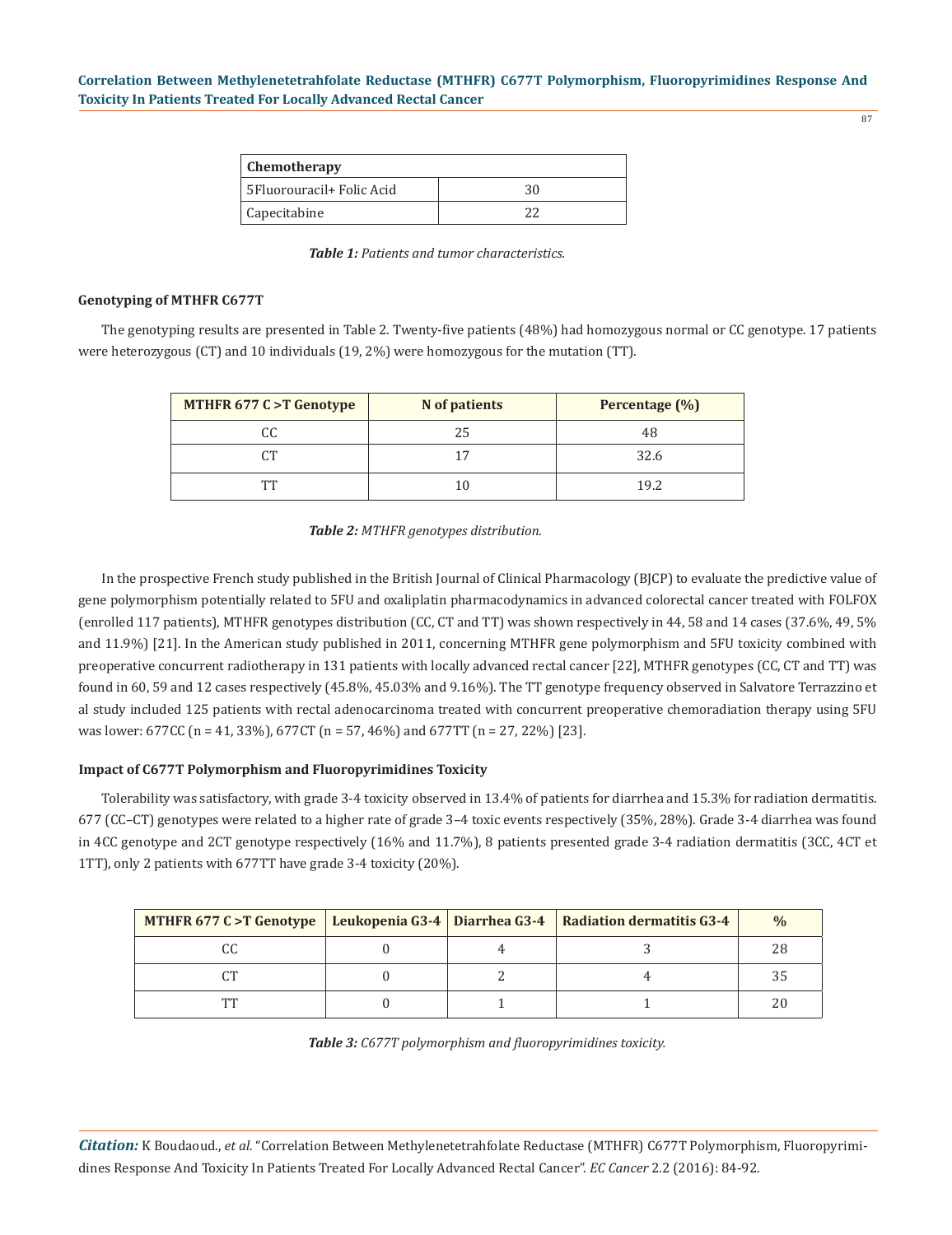| Chemotherapy | |
|---|---|
| 5Fluorouracil+ Folic Acid | 30 |
| Capecitabine | 22 |

***Table 1:** Patients and tumor characteristics.*

**Genotyping of MTHFR C677T**

The genotyping results are presented in Table 2. Twenty-five patients (48%) had homozygous normal or CC genotype. 17 patients were heterozygous (CT) and 10 individuals (19, 2%) were homozygous for the mutation (TT).

| MTHFR 677 C >T Genotype | N of patients | Percentage (%) |
|---|---|---|
| CC | 25 | 48 |
| CT | 17 | 32.6 |
| TT | 10 | 19.2 |

***Table 2:** MTHFR genotypes distribution.*

In the prospective French study published in the British Journal of Clinical Pharmacology (BJCP) to evaluate the predictive value of gene polymorphism potentially related to 5FU and oxaliplatin pharmacodynamics in advanced colorectal cancer treated with FOLFOX (enrolled 117 patients), MTHFR genotypes distribution (CC, CT and TT) was shown respectively in 44, 58 and 14 cases (37.6%, 49, 5% and 11.9%) [21]. In the American study published in 2011, concerning MTHFR gene polymorphism and 5FU toxicity combined with preoperative concurrent radiotherapy in 131 patients with locally advanced rectal cancer [22], MTHFR genotypes (CC, CT and TT) was found in 60, 59 and 12 cases respectively (45.8%, 45.03% and 9.16%). The TT genotype frequency observed in Salvatore Terrazzino et al study included 125 patients with rectal adenocarcinoma treated with concurrent preoperative chemoradiation therapy using 5FU was lower: 677CC (n = 41, 33%), 677CT (n = 57, 46%) and 677TT (n = 27, 22%) [23].

**Impact of C677T Polymorphism and Fluoropyrimidines Toxicity**

Tolerability was satisfactory, with grade 3-4 toxicity observed in 13.4% of patients for diarrhea and 15.3% for radiation dermatitis. 677 (CC–CT) genotypes were related to a higher rate of grade 3–4 toxic events respectively (35%, 28%). Grade 3-4 diarrhea was found in 4CC genotype and 2CT genotype respectively (16% and 11.7%), 8 patients presented grade 3-4 radiation dermatitis (3CC, 4CT et 1TT), only 2 patients with 677TT have grade 3-4 toxicity (20%).

| MTHFR 677 C >T Genotype | Leukopenia G3-4 | Diarrhea G3-4 | Radiation dermatitis G3-4 | % |
|---|---|---|---|---|
| CC | 0 | 4 | 3 | 28 |
| CT | 0 | 2 | 4 | 35 |
| TT | 0 | 1 | 1 | 20 |

***Table 3:** C677T polymorphism and fluoropyrimidines toxicity.*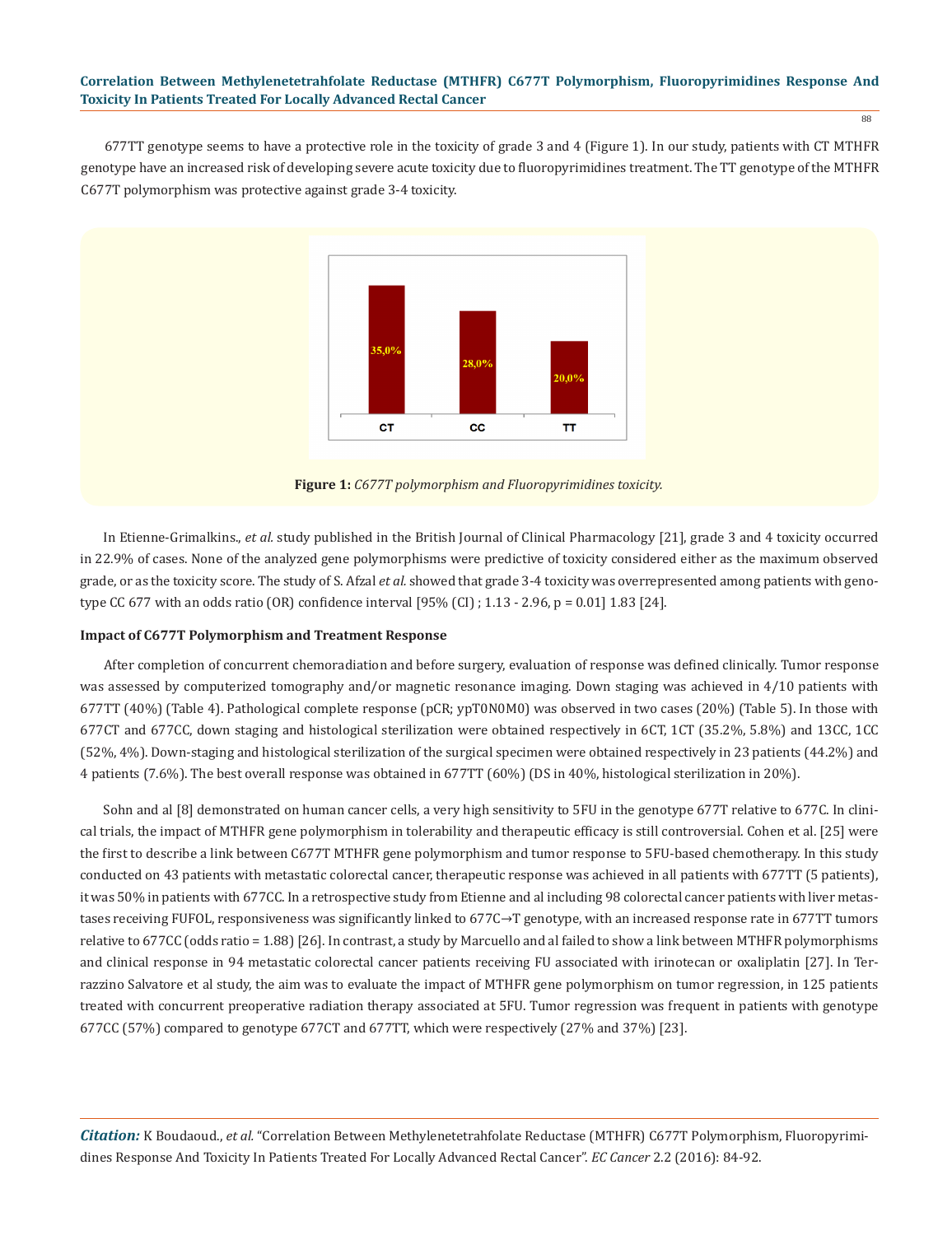677TT genotype seems to have a protective role in the toxicity of grade 3 and 4 (Figure 1). In our study, patients with CT MTHFR genotype have an increased risk of developing severe acute toxicity due to fluoropyrimidines treatment. The TT genotype of the MTHFR C677T polymorphism was protective against grade 3-4 toxicity.

**Figure 1:** *C677T polymorphism and Fluoropyrimidines toxicity.*

In Etienne-Grimalkins., *et al.* study published in the British Journal of Clinical Pharmacology [21], grade 3 and 4 toxicity occurred in 22.9% of cases. None of the analyzed gene polymorphisms were predictive of toxicity considered either as the maximum observed grade, or as the toxicity score. The study of S. Afzal *et al.* showed that grade 3-4 toxicity was overrepresented among patients with genotype CC 677 with an odds ratio (OR) confidence interval [95% (CI) ; 1.13 - 2.96, p = 0.01] 1.83 [24].

### Impact of C677T Polymorphism and Treatment Response

After completion of concurrent chemoradiation and before surgery, evaluation of response was defined clinically. Tumor response was assessed by computerized tomography and/or magnetic resonance imaging. Down staging was achieved in 4/10 patients with 677TT (40%) (Table 4). Pathological complete response (pCR; ypT0N0M0) was observed in two cases (20%) (Table 5). In those with 677CT and 677CC, down staging and histological sterilization were obtained respectively in 6CT, 1CT (35.2%, 5.8%) and 13CC, 1CC (52%, 4%). Down-staging and histological sterilization of the surgical specimen were obtained respectively in 23 patients (44.2%) and 4 patients (7.6%). The best overall response was obtained in 677TT (60%) (DS in 40%, histological sterilization in 20%).

Sohn and al [8] demonstrated on human cancer cells, a very high sensitivity to 5FU in the genotype 677T relative to 677C. In clinical trials, the impact of MTHFR gene polymorphism in tolerability and therapeutic efficacy is still controversial. Cohen et al. [25] were the first to describe a link between C677T MTHFR gene polymorphism and tumor response to 5FU-based chemotherapy. In this study conducted on 43 patients with metastatic colorectal cancer, therapeutic response was achieved in all patients with 677TT (5 patients), it was 50% in patients with 677CC. In a retrospective study from Etienne and al including 98 colorectal cancer patients with liver metastases receiving FUFOL, responsiveness was significantly linked to 677C→T genotype, with an increased response rate in 677TT tumors relative to 677CC (odds ratio = 1.88) [26]. In contrast, a study by Marcuello and al failed to show a link between MTHFR polymorphisms and clinical response in 94 metastatic colorectal cancer patients receiving FU associated with irinotecan or oxaliplatin [27]. In Terrazzino Salvatore et al study, the aim was to evaluate the impact of MTHFR gene polymorphism on tumor regression, in 125 patients treated with concurrent preoperative radiation therapy associated at 5FU. Tumor regression was frequent in patients with genotype 677CC (57%) compared to genotype 677CT and 677TT, which were respectively (27% and 37%) [23].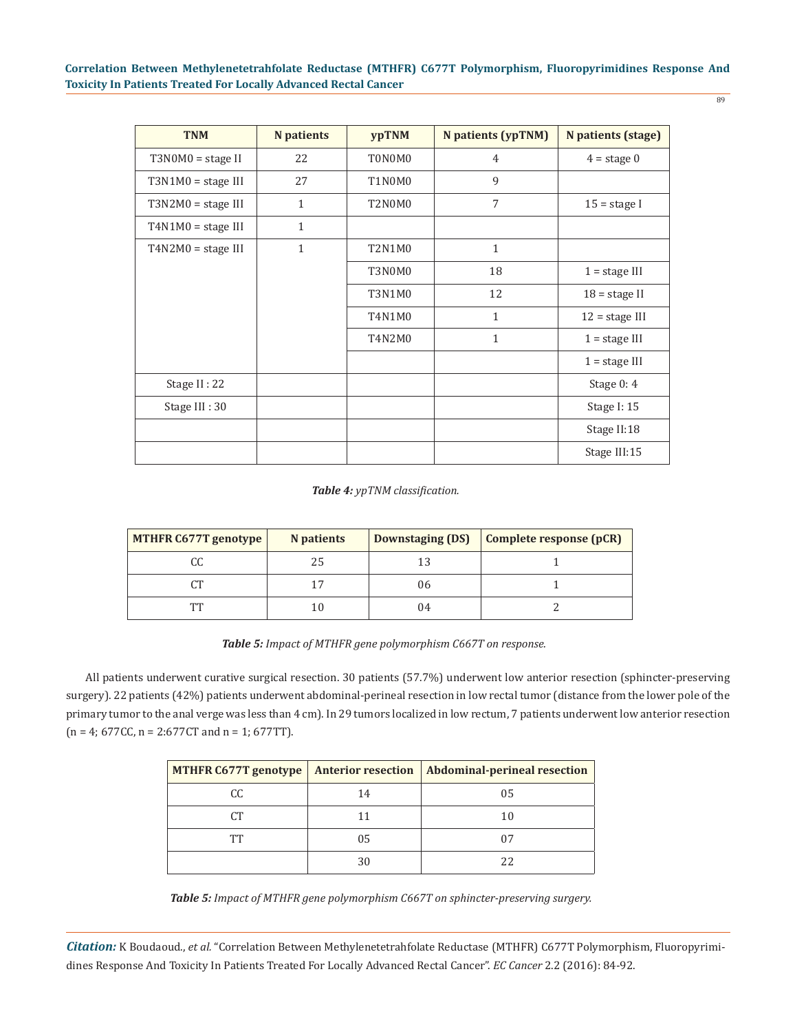| TNM | N patients | ypTNM | N patients (ypTNM) | N patients (stage) |
|---|---|---|---|---|
| T3N0M0 = stage II | 22 | T0N0M0 | 4 | 4 = stage 0 |
| T3N1M0 = stage III | 27 | T1N0M0 | 9 | |
| T3N2M0 = stage III | 1 | T2N0M0 | 7 | 15 = stage I |
| T4N1M0 = stage III | 1 | | | |
| T4N2M0 = stage III | 1 | T2N1M0 | 1 | |
| | | T3N0M0 | 18 | 1 = stage III |
| | | T3N1M0 | 12 | 18 = stage II |
| | | T4N1M0 | 1 | 12 = stage III |
| | | T4N2M0 | 1 | 1 = stage III |
| | | | | 1 = stage III |
| Stage II : 22 | | | | Stage 0: 4 |
| Stage III : 30 | | | | Stage I: 15 |
| | | | | Stage II:18 |
| | | | | Stage III:15 |

***Table 4:** ypTNM classification.*

| MTHFR C677T genotype | N patients | Downstaging (DS) | Complete response (pCR) |
|---|---|---|---|
| CC | 25 | 13 | 1 |
| CT | 17 | 06 | 1 |
| TT | 10 | 04 | 2 |

***Table 5:** Impact of MTHFR gene polymorphism C667T on response.*

All patients underwent curative surgical resection. 30 patients (57.7%) underwent low anterior resection (sphincter-preserving surgery). 22 patients (42%) patients underwent abdominal-perineal resection in low rectal tumor (distance from the lower pole of the primary tumor to the anal verge was less than 4 cm). In 29 tumors localized in low rectum, 7 patients underwent low anterior resection (n = 4; 677CC, n = 2:677CT and n = 1; 677TT).

| MTHFR C677T genotype | Anterior resection | Abdominal-perineal resection |
|---|---|---|
| CC | 14 | 05 |
| CT | 11 | 10 |
| TT | 05 | 07 |
| | 30 | 22 |

***Table 5:** Impact of MTHFR gene polymorphism C667T on sphincter-preserving surgery.*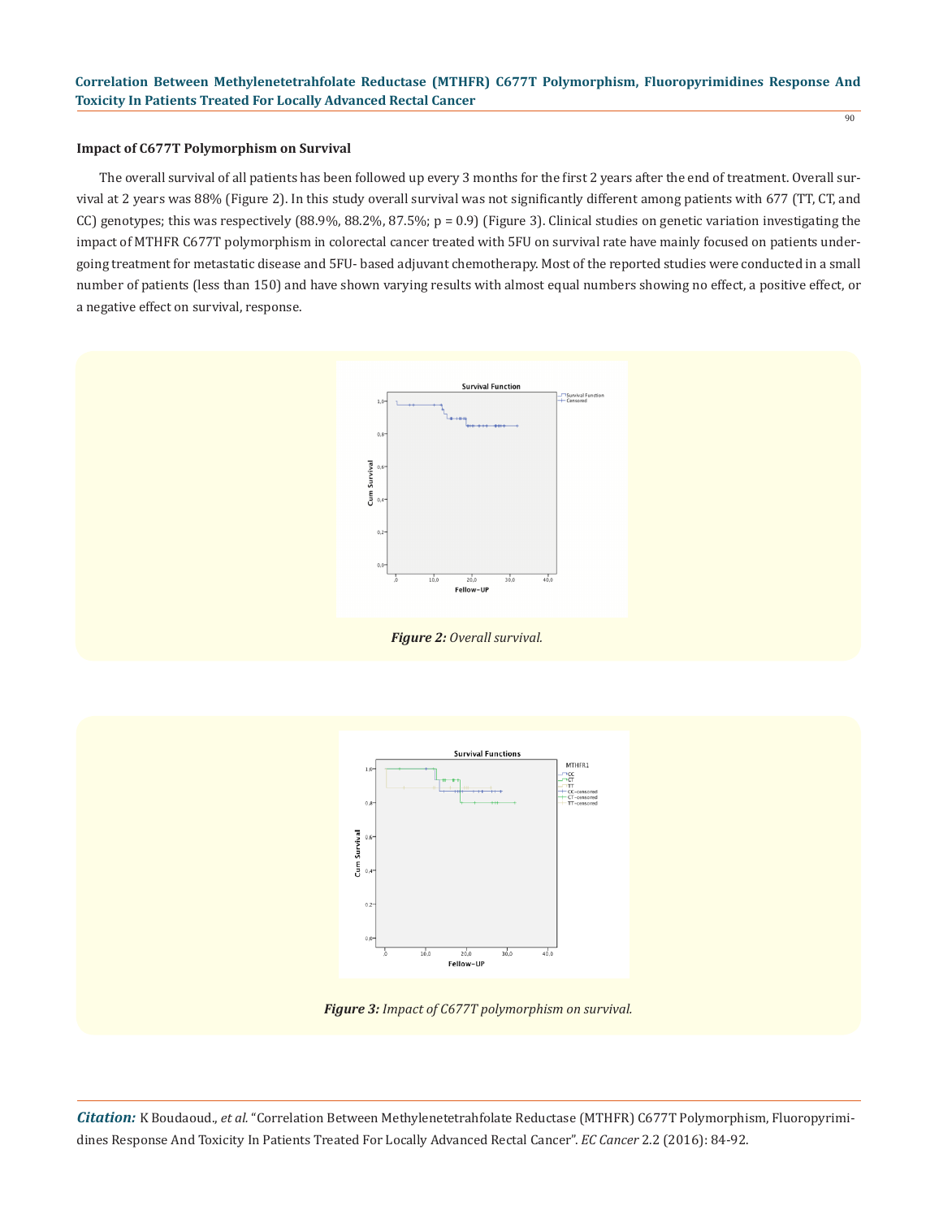### Impact of C677T Polymorphism on Survival

The overall survival of all patients has been followed up every 3 months for the first 2 years after the end of treatment. Overall survival at 2 years was 88% (Figure 2). In this study overall survival was not significantly different among patients with 677 (TT, CT, and CC) genotypes; this was respectively (88.9%, 88.2%, 87.5%; p = 0.9) (Figure 3). Clinical studies on genetic variation investigating the impact of MTHFR C677T polymorphism in colorectal cancer treated with 5FU on survival rate have mainly focused on patients undergoing treatment for metastatic disease and 5FU- based adjuvant chemotherapy. Most of the reported studies were conducted in a small number of patients (less than 150) and have shown varying results with almost equal numbers showing no effect, a positive effect, or a negative effect on survival, response.

***Figure 2:*** *Overall survival.*

***Figure 3:*** *Impact of C677T polymorphism on survival.*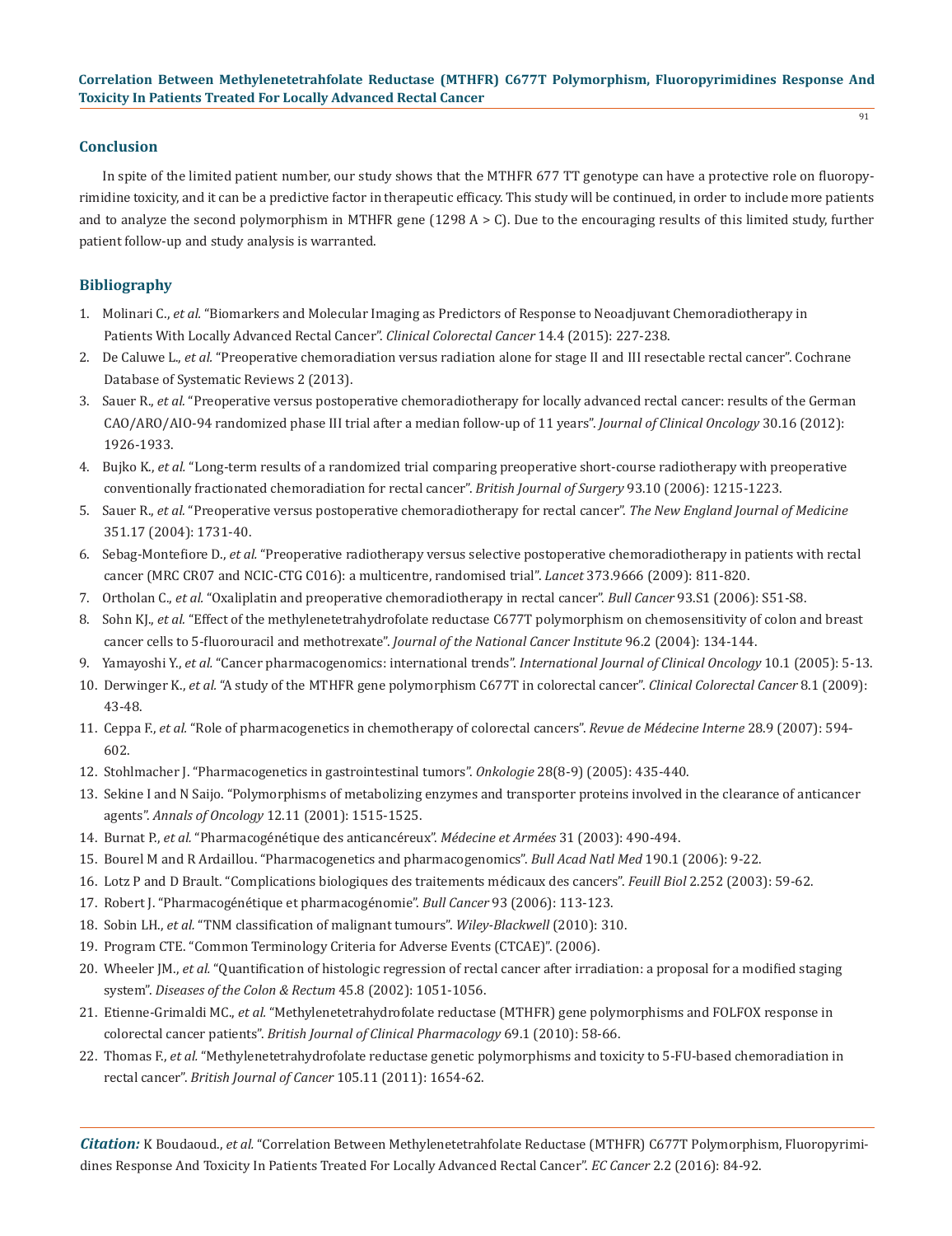## Conclusion

In spite of the limited patient number, our study shows that the MTHFR 677 TT genotype can have a protective role on fluoropyrimidine toxicity, and it can be a predictive factor in therapeutic efficacy. This study will be continued, in order to include more patients and to analyze the second polymorphism in MTHFR gene (1298 A > C). Due to the encouraging results of this limited study, further patient follow-up and study analysis is warranted.

## Bibliography

1. Molinari C., *et al.* "Biomarkers and Molecular Imaging as Predictors of Response to Neoadjuvant Chemoradiotherapy in Patients With Locally Advanced Rectal Cancer". *Clinical Colorectal Cancer* 14.4 (2015): 227-238.
2. De Caluwe L., *et al.* "Preoperative chemoradiation versus radiation alone for stage II and III resectable rectal cancer". Cochrane Database of Systematic Reviews 2 (2013).
3. Sauer R., *et al.* "Preoperative versus postoperative chemoradiotherapy for locally advanced rectal cancer: results of the German CAO/ARO/AIO-94 randomized phase III trial after a median follow-up of 11 years". *Journal of Clinical Oncology* 30.16 (2012): 1926-1933.
4. Bujko K., *et al.* "Long-term results of a randomized trial comparing preoperative short-course radiotherapy with preoperative conventionally fractionated chemoradiation for rectal cancer". *British Journal of Surgery* 93.10 (2006): 1215-1223.
5. Sauer R., *et al.* "Preoperative versus postoperative chemoradiotherapy for rectal cancer". *The New England Journal of Medicine* 351.17 (2004): 1731-40.
6. Sebag-Montefiore D., *et al.* "Preoperative radiotherapy versus selective postoperative chemoradiotherapy in patients with rectal cancer (MRC CR07 and NCIC-CTG C016): a multicentre, randomised trial". *Lancet* 373.9666 (2009): 811-820.
7. Ortholan C., *et al.* "Oxaliplatin and preoperative chemoradiotherapy in rectal cancer". *Bull Cancer* 93.S1 (2006): S51-S8.
8. Sohn KJ., *et al.* "Effect of the methylenetetrahydrofolate reductase C677T polymorphism on chemosensitivity of colon and breast cancer cells to 5-fluorouracil and methotrexate". *Journal of the National Cancer Institute* 96.2 (2004): 134-144.
9. Yamayoshi Y., *et al.* "Cancer pharmacogenomics: international trends". *International Journal of Clinical Oncology* 10.1 (2005): 5-13.
10. Derwinger K., *et al.* "A study of the MTHFR gene polymorphism C677T in colorectal cancer". *Clinical Colorectal Cancer* 8.1 (2009): 43-48.
11. Ceppa F., *et al.* "Role of pharmacogenetics in chemotherapy of colorectal cancers". *Revue de Médecine Interne* 28.9 (2007): 594-602.
12. Stohlmacher J. "Pharmacogenetics in gastrointestinal tumors". *Onkologie* 28(8-9) (2005): 435-440.
13. Sekine I and N Saijo. "Polymorphisms of metabolizing enzymes and transporter proteins involved in the clearance of anticancer agents". *Annals of Oncology* 12.11 (2001): 1515-1525.
14. Burnat P., *et al.* "Pharmacogénétique des anticancéreux". *Médecine et Armées* 31 (2003): 490-494.
15. Bourel M and R Ardaillou. "Pharmacogenetics and pharmacogenomics". *Bull Acad Natl Med* 190.1 (2006): 9-22.
16. Lotz P and D Brault. "Complications biologiques des traitements médicaux des cancers". *Feuill Biol* 2.252 (2003): 59-62.
17. Robert J. "Pharmacogénétique et pharmacogénomie". *Bull Cancer* 93 (2006): 113-123.
18. Sobin LH., *et al.* "TNM classification of malignant tumours". *Wiley-Blackwell* (2010): 310.
19. Program CTE. "Common Terminology Criteria for Adverse Events (CTCAE)". (2006).
20. Wheeler JM., *et al.* "Quantification of histologic regression of rectal cancer after irradiation: a proposal for a modified staging system". *Diseases of the Colon & Rectum* 45.8 (2002): 1051-1056.
21. Etienne-Grimaldi MC., *et al.* "Methylenetetrahydrofolate reductase (MTHFR) gene polymorphisms and FOLFOX response in colorectal cancer patients". *British Journal of Clinical Pharmacology* 69.1 (2010): 58-66.
22. Thomas F., *et al.* "Methylenetetrahydrofolate reductase genetic polymorphisms and toxicity to 5-FU-based chemoradiation in rectal cancer". *British Journal of Cancer* 105.11 (2011): 1654-62.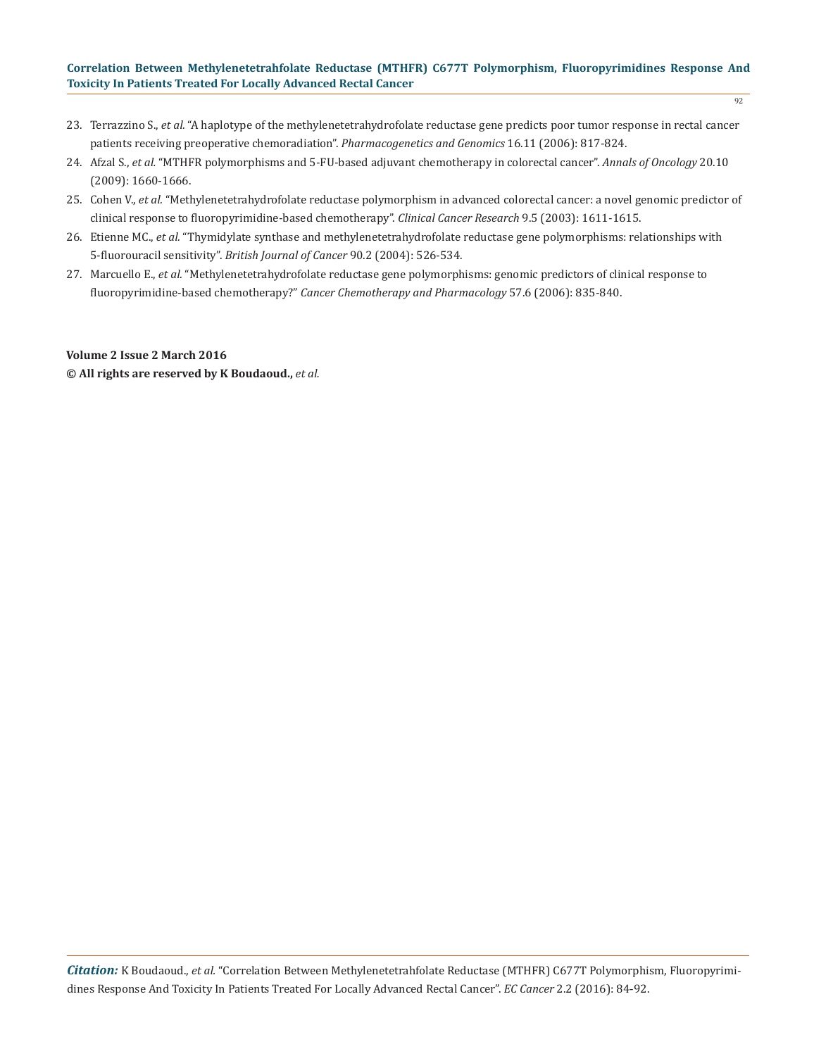23. Terrazzino S., *et al.* "A haplotype of the methylenetetrahydrofolate reductase gene predicts poor tumor response in rectal cancer patients receiving preoperative chemoradiation". *Pharmacogenetics and Genomics* 16.11 (2006): 817-824.
24. Afzal S., *et al.* "MTHFR polymorphisms and 5-FU-based adjuvant chemotherapy in colorectal cancer". *Annals of Oncology* 20.10 (2009): 1660-1666.
25. Cohen V., *et al.* "Methylenetetrahydrofolate reductase polymorphism in advanced colorectal cancer: a novel genomic predictor of clinical response to fluoropyrimidine-based chemotherapy". *Clinical Cancer Research* 9.5 (2003): 1611-1615.
26. Etienne MC., *et al.* "Thymidylate synthase and methylenetetrahydrofolate reductase gene polymorphisms: relationships with 5-fluorouracil sensitivity". *British Journal of Cancer* 90.2 (2004): 526-534.
27. Marcuello E., *et al.* "Methylenetetrahydrofolate reductase gene polymorphisms: genomic predictors of clinical response to fluoropyrimidine-based chemotherapy?" *Cancer Chemotherapy and Pharmacology* 57.6 (2006): 835-840.

**Volume 2 Issue 2 March 2016**
**© All rights are reserved by K Boudaoud.,** ***et al.***